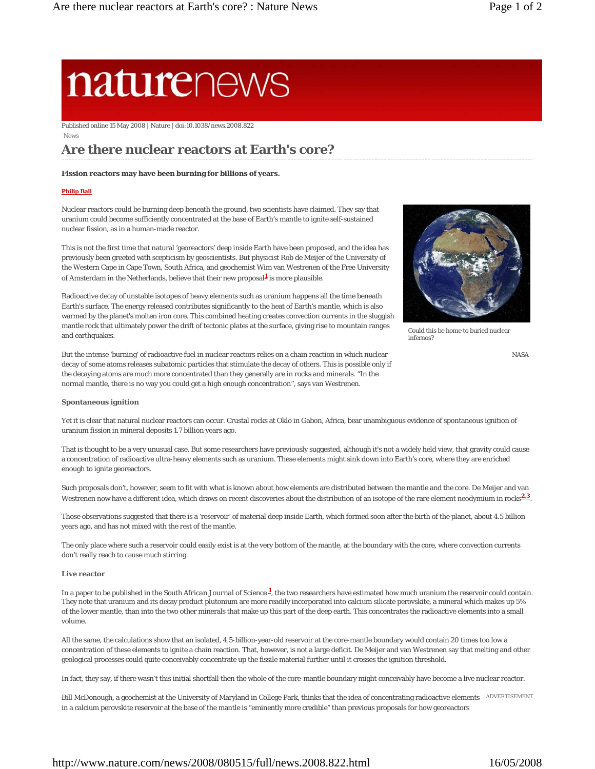# naturenews

Published online 15 May 2008 | Nature | doi:10.1038/news.2008.822

News

## Are there nuclear reactors at Earth's core?

**Fission reactors may have been burning for billions of years.**

**Philip Ball**

Nuclear reactors could be burning deep beneath the ground, two scientists have claimed. They say that uranium could become sufficiently concentrated at the base of Earth's mantle to ignite self-sustained nuclear fission, as in a human-made reactor.

This is not the first time that natural 'georeactors' deep inside Earth have been proposed, and the idea has previously been greeted with scepticism by geoscientists. But physicist Rob de Meijer of the University of the Western Cape in Cape Town, South Africa, and geochemist Wim van Westrenen of the Free University of Amsterdam in the Netherlands, believe that their new proposal[1] is more plausible.

Radioactive decay of unstable isotopes of heavy elements such as uranium happens all the time beneath Earth's surface. The energy released contributes significantly to the heat of Earth's mantle, which is also warmed by the planet's molten iron core. This combined heating creates convection currents in the sluggish mantle rock that ultimately power the drift of tectonic plates at the surface, giving rise to mountain ranges and earthquakes.

Could this be home to buried nuclear infernos?

NASA

But the intense 'burning' of radioactive fuel in nuclear reactors relies on a chain reaction in which nuclear decay of some atoms releases subatomic particles that stimulate the decay of others. This is possible only if the decaying atoms are much more concentrated than they generally are in rocks and minerals. "In the normal mantle, there is no way you could get a high enough concentration", says van Westrenen.

### Spontaneous ignition

Yet it is clear that natural nuclear reactors can occur. Crustal rocks at Oklo in Gabon, Africa, bear unambiguous evidence of spontaneous ignition of uranium fission in mineral deposits 1.7 billion years ago.

That is thought to be a very unusual case. But some researchers have previously suggested, although it's not a widely held view, that gravity could cause a concentration of radioactive ultra-heavy elements such as uranium. These elements might sink down into Earth's core, where they are enriched enough to ignite georeactors.

Such proposals don't, however, seem to fit with what is known about how elements are distributed between the mantle and the core. De Meijer and van Westrenen now have a different idea, which draws on recent discoveries about the distribution of an isotope of the rare element neodymium in rocks[2,3].

Those observations suggested that there is a 'reservoir' of material deep inside Earth, which formed soon after the birth of the planet, about 4.5 billion years ago, and has not mixed with the rest of the mantle.

The only place where such a reservoir could easily exist is at the very bottom of the mantle, at the boundary with the core, where convection currents don't really reach to cause much stirring.

### Live reactor

In a paper to be published in the South African Journal of Science[1], the two researchers have estimated how much uranium the reservoir could contain. They note that uranium and its decay product plutonium are more readily incorporated into calcium silicate perovskite, a mineral which makes up 5% of the lower mantle, than into the two other minerals that make up this part of the deep earth. This concentrates the radioactive elements into a small volume.

All the same, the calculations show that an isolated, 4.5-billion-year-old reservoir at the core-mantle boundary would contain 20 times too low a concentration of these elements to ignite a chain reaction. That, however, is not a large deficit. De Meijer and van Westrenen say that melting and other geological processes could quite conceivably concentrate up the fissile material further until it crosses the ignition threshold.

In fact, they say, if there wasn't this initial shortfall then the whole of the core-mantle boundary might conceivably have become a live nuclear reactor.

Bill McDonough, a geochemist at the University of Maryland in College Park, thinks that the idea of concentrating radioactive elements in a calcium perovskite reservoir at the base of the mantle is "eminently more credible" than previous proposals for how georeactors

ADVERTISEMENT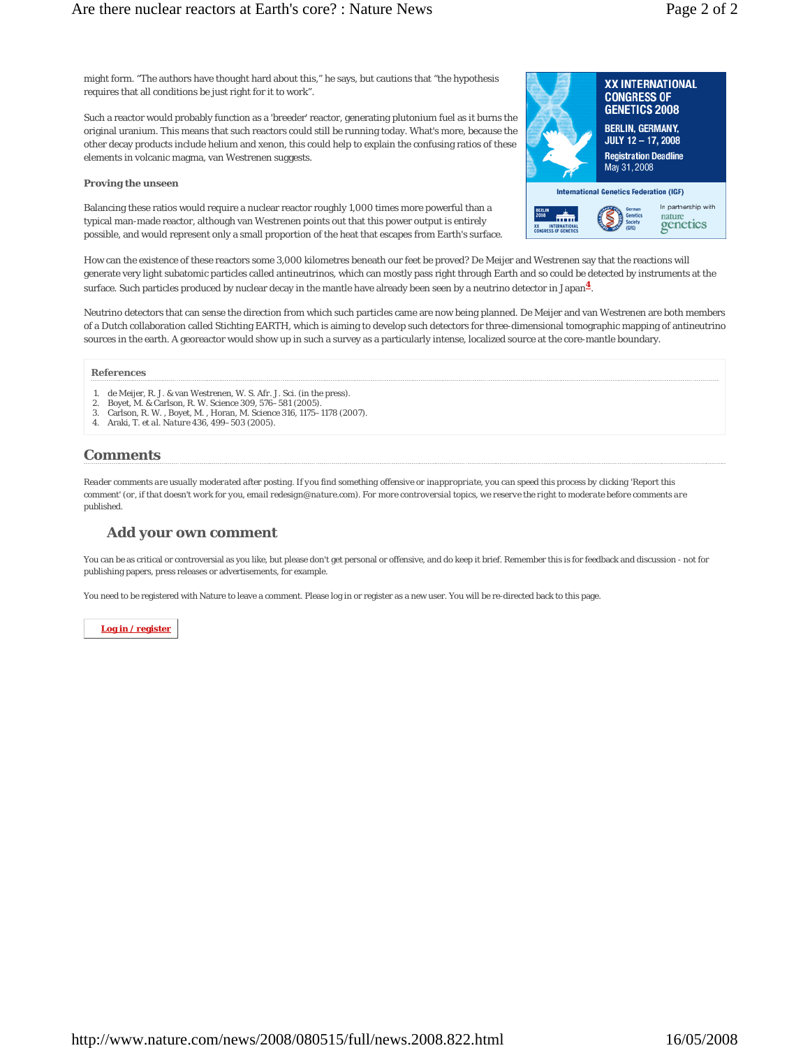might form. "The authors have thought hard about this," he says, but cautions that "the hypothesis requires that all conditions be just right for it to work".

Such a reactor would probably function as a 'breeder' reactor, generating plutonium fuel as it burns the original uranium. This means that such reactors could still be running today. What's more, because the other decay products include helium and xenon, this could help to explain the confusing ratios of these elements in volcanic magma, van Westrenen suggests.

**Proving the unseen**

Balancing these ratios would require a nuclear reactor roughly 1,000 times more powerful than a typical man-made reactor, although van Westrenen points out that this power output is entirely possible, and would represent only a small proportion of the heat that escapes from Earth's surface.

How can the existence of these reactors some 3,000 kilometres beneath our feet be proved? De Meijer and Westrenen say that the reactions will generate very light subatomic particles called antineutrinos, which can mostly pass right through Earth and so could be detected by instruments at the surface. Such particles produced by nuclear decay in the mantle have already been seen by a neutrino detector in Japan[4].

Neutrino detectors that can sense the direction from which such particles came are now being planned. De Meijer and van Westrenen are both members of a Dutch collaboration called Stichting EARTH, which is aiming to develop such detectors for three-dimensional tomographic mapping of antineutrino sources in the earth. A georeactor would show up in such a survey as a particularly intense, localized source at the core-mantle boundary.

XX INTERNATIONAL CONGRESS OF GENETICS 2008
BERLIN, GERMANY, JULY 12 – 17, 2008
Registration Deadline May 31, 2008
International Genetics Federation (IGF)
In partnership with nature genetics

### References

1. de Meijer, R. J. & van Westrenen, W. S. Afr. J. Sci. (in the press).
2. Boyet, M. & Carlson, R. W. Science 309, 576–581 (2005).
3. Carlson, R. W. , Boyet, M. , Horan, M. Science 316, 1175–1178 (2007).
4. Araki, T. et al. Nature 436, 499–503 (2005).

## Comments

Reader comments are usually moderated after posting. If you find something offensive or inappropriate, you can speed this process by clicking 'Report this comment' (or, if that doesn't work for you, email redesign@nature.com). For more controversial topics, we reserve the right to moderate before comments are published.

### Add your own comment

You can be as critical or controversial as you like, but please don't get personal or offensive, and do keep it brief. Remember this is for feedback and discussion - not for publishing papers, press releases or advertisements, for example.

You need to be registered with Nature to leave a comment. Please log in or register as a new user. You will be re-directed back to this page.

Log in / register